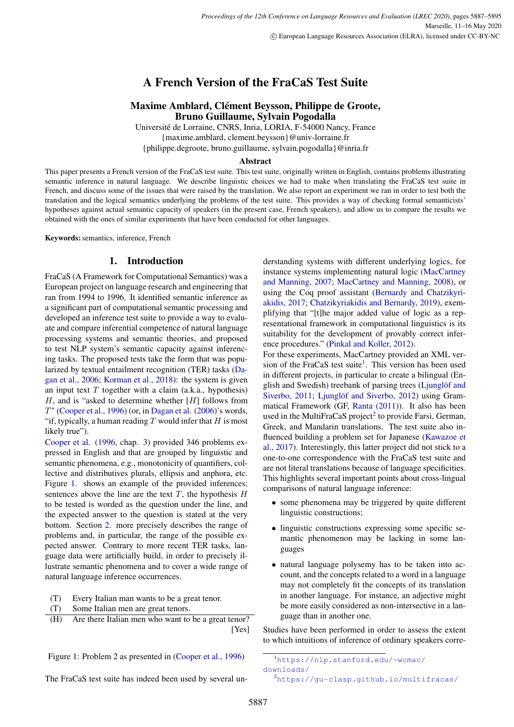# A French Version of the FraCaS Test Suite

**Maxime Amblard, Clément Beysson, Philippe de Groote, Bruno Guillaume, Sylvain Pogodalla**

Université de Lorraine, CNRS, Inria, LORIA, F-54000 Nancy, France
{maxime.amblard, clement.beysson}@univ-lorraine.fr
{philippe.degroote, bruno.guillaume, sylvain.pogodalla}@inria.fr

### Abstract

This paper presents a French version of the FraCaS test suite. This test suite, originally written in English, contains problems illustrating semantic inference in natural language. We describe linguistic choices we had to make when translating the FraCaS test suite in French, and discuss some of the issues that were raised by the translation. We also report an experiment we ran in order to test both the translation and the logical semantics underlying the problems of the test suite. This provides a way of checking formal semanticists' hypotheses against actual semantic capacity of speakers (in the present case, French speakers), and allow us to compare the results we obtained with the ones of similar experiments that have been conducted for other languages.

**Keywords:** semantics, inference, French

## 1. Introduction

FraCaS (A Framework for Computational Semantics) was a European project on language research and engineering that ran from 1994 to 1996. It identified semantic inference as a significant part of computational semantic processing and developed an inference test suite to provide a way to evaluate and compare inferential competence of natural language processing systems and semantic theories, and proposed to test NLP system's semantic capacity against inferencing tasks. The proposed tests take the form that was popularized by textual entailment recognition (TER) tasks (Dagan et al., 2006; Korman et al., 2018): the system is given an input text $T$ together with a claim (a.k.a., hypothesis) $H$, and is "asked to determine whether [$H$] follows from $T$" (Cooper et al., 1996) (or, in Dagan et al. (2006)'s words, "if, typically, a human reading $T$ would infer that $H$ is most likely true").

Cooper et al. (1996, chap. 3) provided 346 problems expressed in English and that are grouped by linguistic and semantic phenomena, e.g., monotonicity of quantifiers, collective and distributives plurals, ellipsis and anaphora, etc. Figure 1. shows an example of the provided inferences: sentences above the line are the text $T$, the hypothesis $H$ to be tested is worded as the question under the line, and the expected answer to the question is stated at the very bottom. Section 2. more precisely describes the range of problems and, in particular, the range of the possible expected answer. Contrary to more recent TER tasks, language data were artificially build, in order to precisely illustrate semantic phenomena and to cover a wide range of natural language inference occurrences.

(T) Every Italian man wants to be a great tenor.
(T) Some Italian men are great tenors.

---

(H) Are there Italian men who want to be a great tenor?
[Yes]

Figure 1: Problem 2 as presented in (Cooper et al., 1996)

The FraCaS test suite has indeed been used by several understanding systems with different underlying logics, for instance systems implementing natural logic (MacCartney and Manning, 2007; MacCartney and Manning, 2008), or using the Coq proof assistant (Bernardy and Chatzikyriakidis, 2017; Chatzikyriakidis and Bernardy, 2019), exemplifying that "[t]he major added value of logic as a representational framework in computational linguistics is its suitability for the development of provably correct inference procedures." (Pinkal and Koller, 2012).

For these experiments, MacCartney provided an XML version of the FraCaS test suite[1]. This version has been used in different projects, in particular to create a bilingual (English and Swedish) treebank of parsing trees (Ljunglöf and Siverbo, 2011; Ljunglöf and Siverbo, 2012) using Grammatical Framework (GF, Ranta (2011)). It also has been used in the MultiFraCaS project[2] to provide Farsi, German, Greek, and Mandarin translations. The test suite also influenced building a problem set for Japanese (Kawazoe et al., 2017). Interestingly, this latter project did not stick to a one-to-one correspondence with the FraCaS test suite and are not literal translations because of language specificities. This highlights several important points about cross-lingual comparisons of natural language inference:

- some phenomena may be triggered by quite different linguistic constructions;
- linguistic constructions expressing some specific semantic phenomenon may be lacking in some languages
- natural language polysemy has to be taken into account, and the concepts related to a word in a language may not completely fit the concepts of its translation in another language. For instance, an adjective might be more easily considered as non-intersective in a language than in another one.

Studies have been performed in order to assess the extent to which intuitions of inference of ordinary speakers corre-

[1] https://nlp.stanford.edu/~wcmac/downloads/
[2] https://gu-clasp.github.io/multifracas/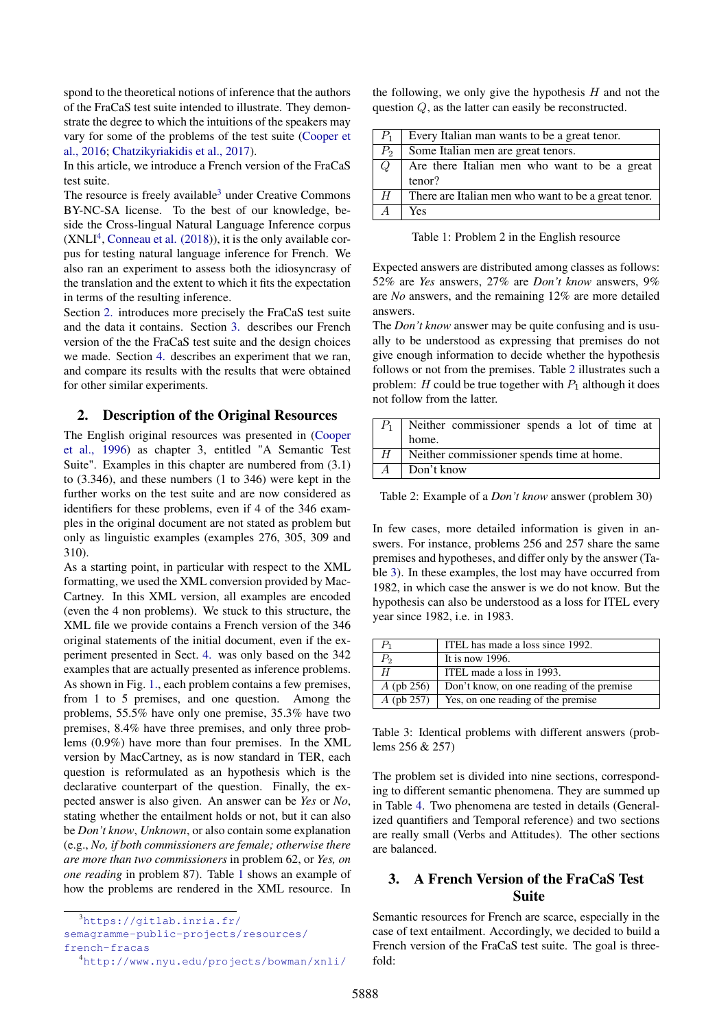spond to the theoretical notions of inference that the authors of the FraCaS test suite intended to illustrate. They demonstrate the degree to which the intuitions of the speakers may vary for some of the problems of the test suite (Cooper et al., 2016; Chatzikyriakidis et al., 2017).

In this article, we introduce a French version of the FraCaS test suite.

The resource is freely available[3] under Creative Commons BY-NC-SA license. To the best of our knowledge, beside the Cross-lingual Natural Language Inference corpus (XNLI[4], Conneau et al. (2018)), it is the only available corpus for testing natural language inference for French. We also ran an experiment to assess both the idiosyncrasy of the translation and the extent to which it fits the expectation in terms of the resulting inference.

Section 2. introduces more precisely the FraCaS test suite and the data it contains. Section 3. describes our French version of the the FraCaS test suite and the design choices we made. Section 4. describes an experiment that we ran, and compare its results with the results that were obtained for other similar experiments.

## 2. Description of the Original Resources

The English original resources was presented in (Cooper et al., 1996) as chapter 3, entitled "A Semantic Test Suite". Examples in this chapter are numbered from (3.1) to (3.346), and these numbers (1 to 346) were kept in the further works on the test suite and are now considered as identifiers for these problems, even if 4 of the 346 examples in the original document are not stated as problem but only as linguistic examples (examples 276, 305, 309 and 310).

As a starting point, in particular with respect to the XML formatting, we used the XML conversion provided by MacCartney. In this XML version, all examples are encoded (even the 4 non problems). We stuck to this structure, the XML file we provide contains a French version of the 346 original statements of the initial document, even if the experiment presented in Sect. 4. was only based on the 342 examples that are actually presented as inference problems. As shown in Fig. 1., each problem contains a few premises, from 1 to 5 premises, and one question. Among the problems, 55.5% have only one premise, 35.3% have two premises, 8.4% have three premises, and only three problems (0.9%) have more than four premises. In the XML version by MacCartney, as is now standard in TER, each question is reformulated as an hypothesis which is the declarative counterpart of the question. Finally, the expected answer is also given. An answer can be *Yes* or *No*, stating whether the entailment holds or not, but it can also be *Don't know*, *Unknown*, or also contain some explanation (e.g., *No, if both commissioners are female; otherwise there are more than two commissioners* in problem 62, or *Yes, on one reading* in problem 87). Table 1 shows an example of how the problems are rendered in the XML resource. In the following, we only give the hypothesis $H$ and not the question $Q$, as the latter can easily be reconstructed.

| | |
|---|---|
| $P_1$ | Every Italian man wants to be a great tenor. |
| $P_2$ | Some Italian men are great tenors. |
| $Q$ | Are there Italian men who want to be a great tenor? |
| $H$ | There are Italian men who want to be a great tenor. |
| $A$ | Yes |

Table 1: Problem 2 in the English resource

Expected answers are distributed among classes as follows: 52% are *Yes* answers, 27% are *Don't know* answers, 9% are *No* answers, and the remaining 12% are more detailed answers.

The *Don't know* answer may be quite confusing and is usually to be understood as expressing that premises do not give enough information to decide whether the hypothesis follows or not from the premises. Table 2 illustrates such a problem: $H$ could be true together with $P_1$ although it does not follow from the latter.

| | |
|---|---|
| $P_1$ | Neither commissioner spends a lot of time at home. |
| $H$ | Neither commissioner spends time at home. |
| $A$ | Don't know |

Table 2: Example of a *Don't know* answer (problem 30)

In few cases, more detailed information is given in answers. For instance, problems 256 and 257 share the same premises and hypotheses, and differ only by the answer (Table 3). In these examples, the lost may have occurred from 1982, in which case the answer is we do not know. But the hypothesis can also be understood as a loss for ITEL every year since 1982, i.e. in 1983.

| | |
|---|---|
| $P_1$ | ITEL has made a loss since 1992. |
| $P_2$ | It is now 1996. |
| $H$ | ITEL made a loss in 1993. |
| $A$ (pb 256) | Don't know, on one reading of the premise |
| $A$ (pb 257) | Yes, on one reading of the premise |

Table 3: Identical problems with different answers (problems 256 & 257)

The problem set is divided into nine sections, corresponding to different semantic phenomena. They are summed up in Table 4. Two phenomena are tested in details (Generalized quantifiers and Temporal reference) and two sections are really small (Verbs and Attitudes). The other sections are balanced.

## 3. A French Version of the FraCaS Test Suite

Semantic resources for French are scarce, especially in the case of text entailment. Accordingly, we decided to build a French version of the FraCaS test suite. The goal is threefold:

[3] https://gitlab.inria.fr/semagramme-public-projects/resources/french-fracas

[4] http://www.nyu.edu/projects/bowman/xnli/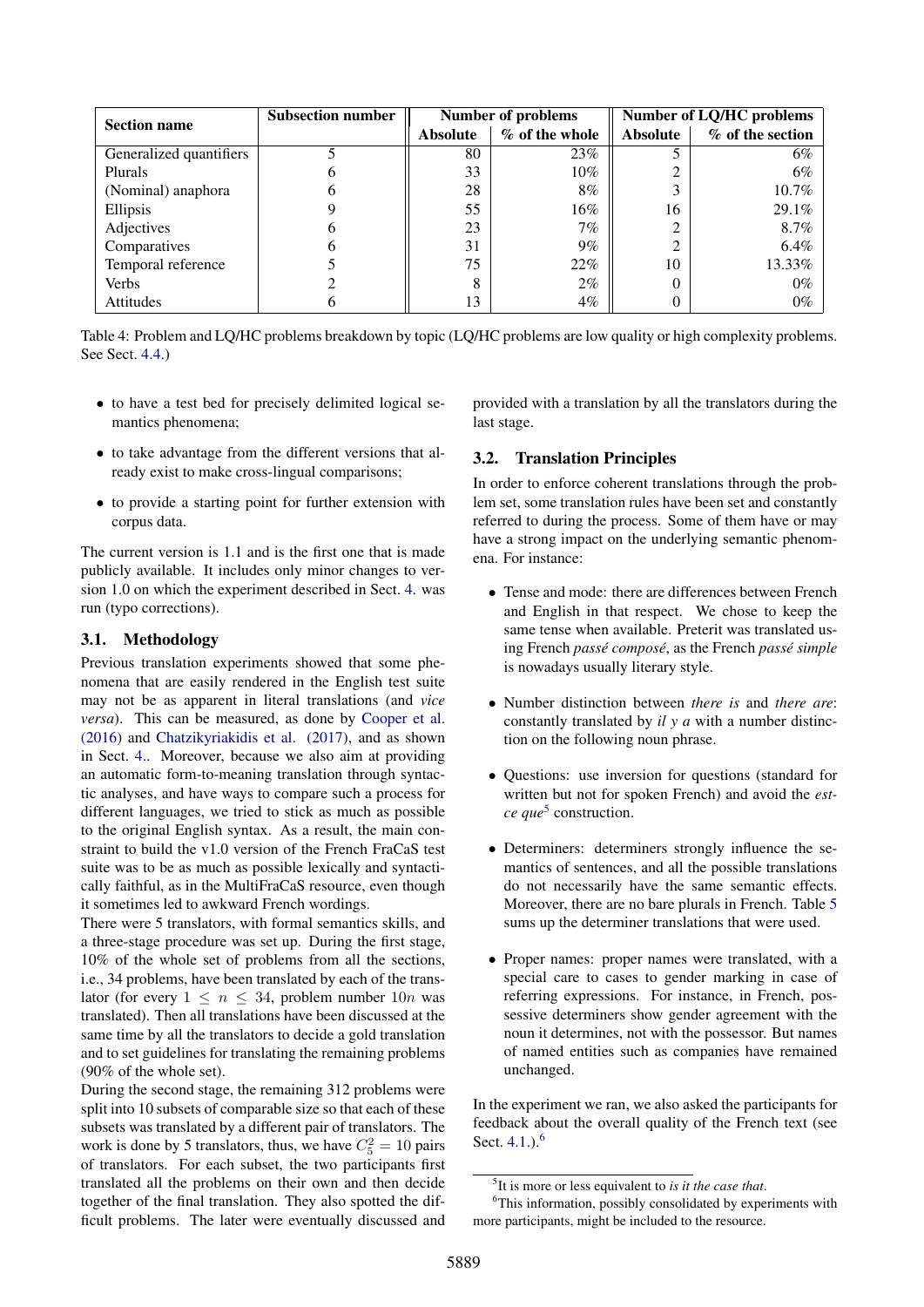| Section name | Subsection number | Number of problems | | Number of LQ/HC problems | |
|---|---|---|---|---|---|
| | | Absolute | % of the whole | Absolute | % of the section |
| Generalized quantifiers | 5 | 80 | 23% | 5 | 6% |
| Plurals | 6 | 33 | 10% | 2 | 6% |
| (Nominal) anaphora | 6 | 28 | 8% | 3 | 10.7% |
| Ellipsis | 9 | 55 | 16% | 16 | 29.1% |
| Adjectives | 6 | 23 | 7% | 2 | 8.7% |
| Comparatives | 6 | 31 | 9% | 2 | 6.4% |
| Temporal reference | 5 | 75 | 22% | 10 | 13.33% |
| Verbs | 2 | 8 | 2% | 0 | 0% |
| Attitudes | 6 | 13 | 4% | 0 | 0% |

Table 4: Problem and LQ/HC problems breakdown by topic (LQ/HC problems are low quality or high complexity problems. See Sect. 4.4.)

- to have a test bed for precisely delimited logical semantics phenomena;
- to take advantage from the different versions that already exist to make cross-lingual comparisons;
- to provide a starting point for further extension with corpus data.

The current version is 1.1 and is the first one that is made publicly available. It includes only minor changes to version 1.0 on which the experiment described in Sect. 4. was run (typo corrections).

### 3.1. Methodology

Previous translation experiments showed that some phenomena that are easily rendered in the English test suite may not be as apparent in literal translations (and *vice versa*). This can be measured, as done by Cooper et al. (2016) and Chatzikyriakidis et al. (2017), and as shown in Sect. 4.. Moreover, because we also aim at providing an automatic form-to-meaning translation through syntactic analyses, and have ways to compare such a process for different languages, we tried to stick as much as possible to the original English syntax. As a result, the main constraint to build the v1.0 version of the French FraCaS test suite was to be as much as possible lexically and syntactically faithful, as in the MultiFraCaS resource, even though it sometimes led to awkward French wordings.

There were 5 translators, with formal semantics skills, and a three-stage procedure was set up. During the first stage, 10% of the whole set of problems from all the sections, i.e., 34 problems, have been translated by each of the translator (for every $1 \leq n \leq 34$, problem number $10n$ was translated). Then all translations have been discussed at the same time by all the translators to decide a gold translation and to set guidelines for translating the remaining problems (90% of the whole set).

During the second stage, the remaining 312 problems were split into 10 subsets of comparable size so that each of these subsets was translated by a different pair of translators. The work is done by 5 translators, thus, we have $C_5^2 = 10$ pairs of translators. For each subset, the two participants first translated all the problems on their own and then decide together of the final translation. They also spotted the difficult problems. The later were eventually discussed and provided with a translation by all the translators during the last stage.

### 3.2. Translation Principles

In order to enforce coherent translations through the problem set, some translation rules have been set and constantly referred to during the process. Some of them have or may have a strong impact on the underlying semantic phenomena. For instance:

- Tense and mode: there are differences between French and English in that respect. We chose to keep the same tense when available. Preterit was translated using French *passé composé*, as the French *passé simple* is nowadays usually literary style.
- Number distinction between *there is* and *there are*: constantly translated by *il y a* with a number distinction on the following noun phrase.
- Questions: use inversion for questions (standard for written but not for spoken French) and avoid the *est-ce que*[5] construction.
- Determiners: determiners strongly influence the semantics of sentences, and all the possible translations do not necessarily have the same semantic effects. Moreover, there are no bare plurals in French. Table 5 sums up the determiner translations that were used.
- Proper names: proper names were translated, with a special care to cases to gender marking in case of referring expressions. For instance, in French, possessive determiners show gender agreement with the noun it determines, not with the possessor. But names of named entities such as companies have remained unchanged.

In the experiment we ran, we also asked the participants for feedback about the overall quality of the French text (see Sect. 4.1.).[6]

[5] It is more or less equivalent to *is it the case that*.

[6] This information, possibly consolidated by experiments with more participants, might be included to the resource.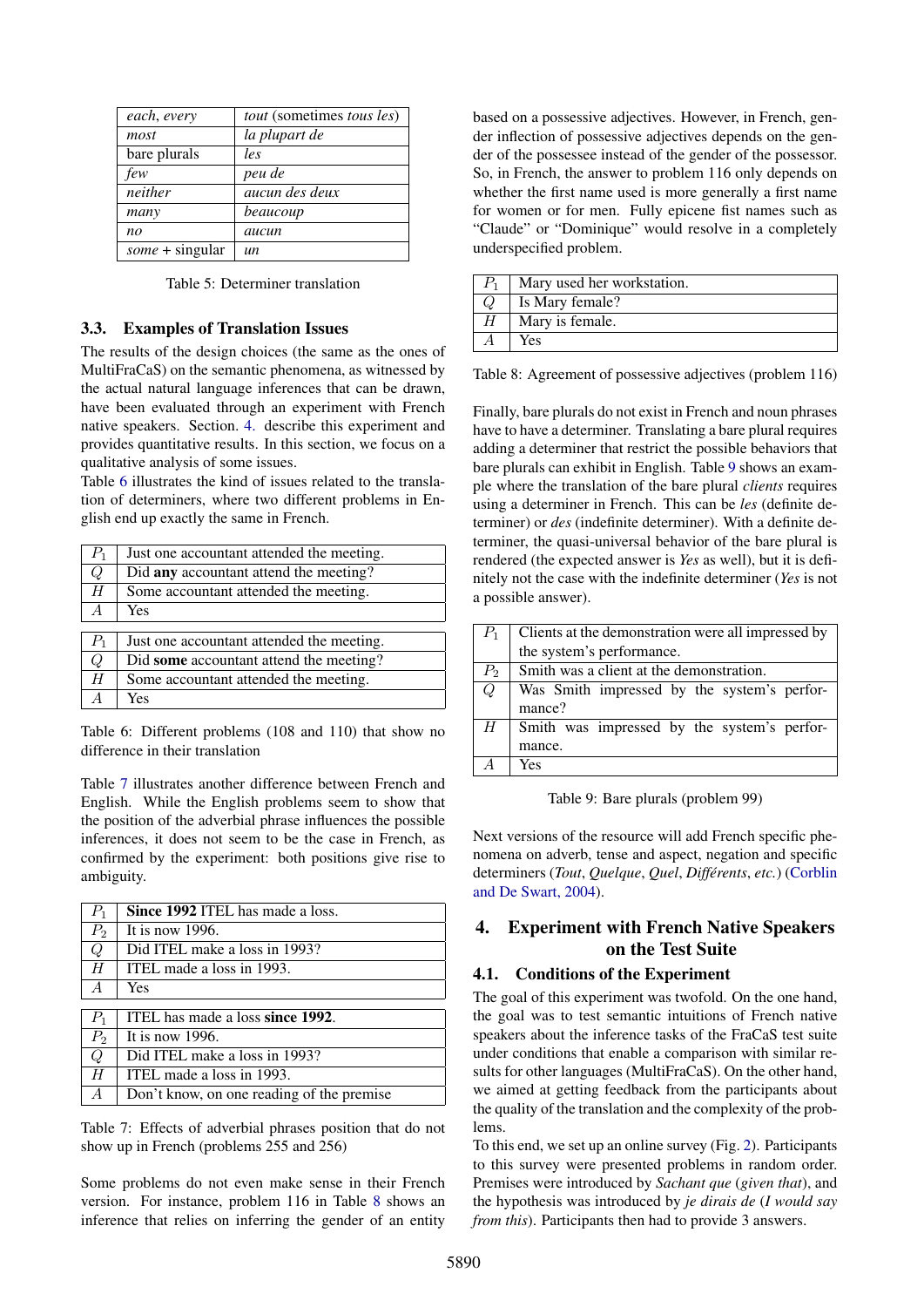| *each*, *every* | *tout* (sometimes *tous les*) |
|---|---|
| *most* | *la plupart de* |
| bare plurals | *les* |
| *few* | *peu de* |
| *neither* | *aucun des deux* |
| *many* | *beaucoup* |
| *no* | *aucun* |
| *some* + singular | *un* |

Table 5: Determiner translation

### 3.3. Examples of Translation Issues

The results of the design choices (the same as the ones of MultiFraCaS) on the semantic phenomena, as witnessed by the actual natural language inferences that can be drawn, have been evaluated through an experiment with French native speakers. Section. 4. describe this experiment and provides quantitative results. In this section, we focus on a qualitative analysis of some issues.

Table 6 illustrates the kind of issues related to the translation of determiners, where two different problems in English end up exactly the same in French.

| $P_1$ | Just one accountant attended the meeting. |
|---|---|
| $Q$ | Did **any** accountant attend the meeting? |
| $H$ | Some accountant attended the meeting. |
| $A$ | Yes |

| $P_1$ | Just one accountant attended the meeting. |
|---|---|
| $Q$ | Did **some** accountant attend the meeting? |
| $H$ | Some accountant attended the meeting. |
| $A$ | Yes |

Table 6: Different problems (108 and 110) that show no difference in their translation

Table 7 illustrates another difference between French and English. While the English problems seem to show that the position of the adverbial phrase influences the possible inferences, it does not seem to be the case in French, as confirmed by the experiment: both positions give rise to ambiguity.

| $P_1$ | **Since 1992** ITEL has made a loss. |
|---|---|
| $P_2$ | It is now 1996. |
| $Q$ | Did ITEL make a loss in 1993? |
| $H$ | ITEL made a loss in 1993. |
| $A$ | Yes |

| $P_1$ | ITEL has made a loss **since 1992**. |
|---|---|
| $P_2$ | It is now 1996. |
| $Q$ | Did ITEL make a loss in 1993? |
| $H$ | ITEL made a loss in 1993. |
| $A$ | Don't know, on one reading of the premise |

Table 7: Effects of adverbial phrases position that do not show up in French (problems 255 and 256)

Some problems do not even make sense in their French version. For instance, problem 116 in Table 8 shows an inference that relies on inferring the gender of an entity based on a possessive adjectives. However, in French, gender inflection of possessive adjectives depends on the gender of the possessee instead of the gender of the possessor. So, in French, the answer to problem 116 only depends on whether the first name used is more generally a first name for women or for men. Fully epicene fist names such as "Claude" or "Dominique" would resolve in a completely underspecified problem.

| $P_1$ | Mary used her workstation. |
|---|---|
| $Q$ | Is Mary female? |
| $H$ | Mary is female. |
| $A$ | Yes |

Table 8: Agreement of possessive adjectives (problem 116)

Finally, bare plurals do not exist in French and noun phrases have to have a determiner. Translating a bare plural requires adding a determiner that restrict the possible behaviors that bare plurals can exhibit in English. Table 9 shows an example where the translation of the bare plural *clients* requires using a determiner in French. This can be *les* (definite determiner) or *des* (indefinite determiner). With a definite determiner, the quasi-universal behavior of the bare plural is rendered (the expected answer is *Yes* as well), but it is definitely not the case with the indefinite determiner (*Yes* is not a possible answer).

| $P_1$ | Clients at the demonstration were all impressed by the system's performance. |
|---|---|
| $P_2$ | Smith was a client at the demonstration. |
| $Q$ | Was Smith impressed by the system's performance? |
| $H$ | Smith was impressed by the system's performance. |
| $A$ | Yes |

Table 9: Bare plurals (problem 99)

Next versions of the resource will add French specific phenomena on adverb, tense and aspect, negation and specific determiners (*Tout*, *Quelque*, *Quel*, *Différents*, *etc.*) (Corblin and De Swart, 2004).

## 4. Experiment with French Native Speakers on the Test Suite

### 4.1. Conditions of the Experiment

The goal of this experiment was twofold. On the one hand, the goal was to test semantic intuitions of French native speakers about the inference tasks of the FraCaS test suite under conditions that enable a comparison with similar results for other languages (MultiFraCaS). On the other hand, we aimed at getting feedback from the participants about the quality of the translation and the complexity of the problems.

To this end, we set up an online survey (Fig. 2). Participants to this survey were presented problems in random order. Premises were introduced by *Sachant que* (*given that*), and the hypothesis was introduced by *je dirais de* (*I would say from this*). Participants then had to provide 3 answers.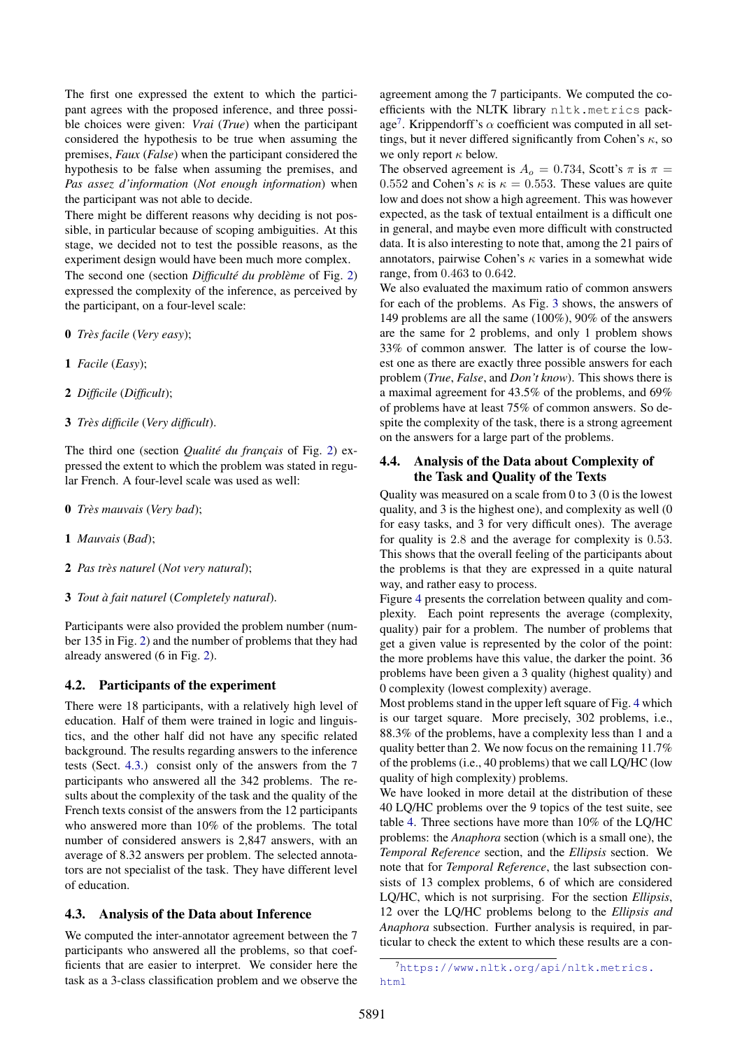The first one expressed the extent to which the participant agrees with the proposed inference, and three possible choices were given: *Vrai* (*True*) when the participant considered the hypothesis to be true when assuming the premises, *Faux* (*False*) when the participant considered the hypothesis to be false when assuming the premises, and *Pas assez d'information* (*Not enough information*) when the participant was not able to decide.

There might be different reasons why deciding is not possible, in particular because of scoping ambiguities. At this stage, we decided not to test the possible reasons, as the experiment design would have been much more complex.

The second one (section *Difficulté du problème* of Fig. 2) expressed the complexity of the inference, as perceived by the participant, on a four-level scale:

**0** *Très facile* (*Very easy*);

**1** *Facile* (*Easy*);

**2** *Difficile* (*Difficult*);

**3** *Très difficile* (*Very difficult*).

The third one (section *Qualité du français* of Fig. 2) expressed the extent to which the problem was stated in regular French. A four-level scale was used as well:

**0** *Très mauvais* (*Very bad*);

**1** *Mauvais* (*Bad*);

**2** *Pas très naturel* (*Not very natural*);

**3** *Tout à fait naturel* (*Completely natural*).

Participants were also provided the problem number (number 135 in Fig. 2) and the number of problems that they had already answered (6 in Fig. 2).

### 4.2. Participants of the experiment

There were 18 participants, with a relatively high level of education. Half of them were trained in logic and linguistics, and the other half did not have any specific related background. The results regarding answers to the inference tests (Sect. 4.3.) consist only of the answers from the 7 participants who answered all the 342 problems. The results about the complexity of the task and the quality of the French texts consist of the answers from the 12 participants who answered more than 10% of the problems. The total number of considered answers is 2,847 answers, with an average of 8.32 answers per problem. The selected annotators are not specialist of the task. They have different level of education.

### 4.3. Analysis of the Data about Inference

We computed the inter-annotator agreement between the 7 participants who answered all the problems, so that coefficients that are easier to interpret. We consider here the task as a 3-class classification problem and we observe the agreement among the 7 participants. We computed the coefficients with the NLTK library `nltk.metrics` package[7]. Krippendorff's $\alpha$ coefficient was computed in all settings, but it never differed significantly from Cohen's $\kappa$, so we only report $\kappa$ below.

The observed agreement is $A_o = 0.734$, Scott's $\pi$ is $\pi = 0.552$ and Cohen's $\kappa$ is $\kappa = 0.553$. These values are quite low and does not show a high agreement. This was however expected, as the task of textual entailment is a difficult one in general, and maybe even more difficult with constructed data. It is also interesting to note that, among the 21 pairs of annotators, pairwise Cohen's $\kappa$ varies in a somewhat wide range, from 0.463 to 0.642.

We also evaluated the maximum ratio of common answers for each of the problems. As Fig. 3 shows, the answers of 149 problems are all the same (100%), 90% of the answers are the same for 2 problems, and only 1 problem shows 33% of common answer. The latter is of course the lowest one as there are exactly three possible answers for each problem (*True*, *False*, and *Don't know*). This shows there is a maximal agreement for 43.5% of the problems, and 69% of problems have at least 75% of common answers. So despite the complexity of the task, there is a strong agreement on the answers for a large part of the problems.

### 4.4. Analysis of the Data about Complexity of the Task and Quality of the Texts

Quality was measured on a scale from 0 to 3 (0 is the lowest quality, and 3 is the highest one), and complexity as well (0 for easy tasks, and 3 for very difficult ones). The average for quality is 2.8 and the average for complexity is 0.53. This shows that the overall feeling of the participants about the problems is that they are expressed in a quite natural way, and rather easy to process.

Figure 4 presents the correlation between quality and complexity. Each point represents the average (complexity, quality) pair for a problem. The number of problems that get a given value is represented by the color of the point: the more problems have this value, the darker the point. 36 problems have been given a 3 quality (highest quality) and 0 complexity (lowest complexity) average.

Most problems stand in the upper left square of Fig. 4 which is our target square. More precisely, 302 problems, i.e., 88.3% of the problems, have a complexity less than 1 and a quality better than 2. We now focus on the remaining 11.7% of the problems (i.e., 40 problems) that we call LQ/HC (low quality of high complexity) problems.

We have looked in more detail at the distribution of these 40 LQ/HC problems over the 9 topics of the test suite, see table 4. Three sections have more than 10% of the LQ/HC problems: the *Anaphora* section (which is a small one), the *Temporal Reference* section, and the *Ellipsis* section. We note that for *Temporal Reference*, the last subsection consists of 13 complex problems, 6 of which are considered LQ/HC, which is not surprising. For the section *Ellipsis*, 12 over the LQ/HC problems belong to the *Ellipsis and Anaphora* subsection. Further analysis is required, in particular to check the extent to which these results are a con-

[7] https://www.nltk.org/api/nltk.metrics.html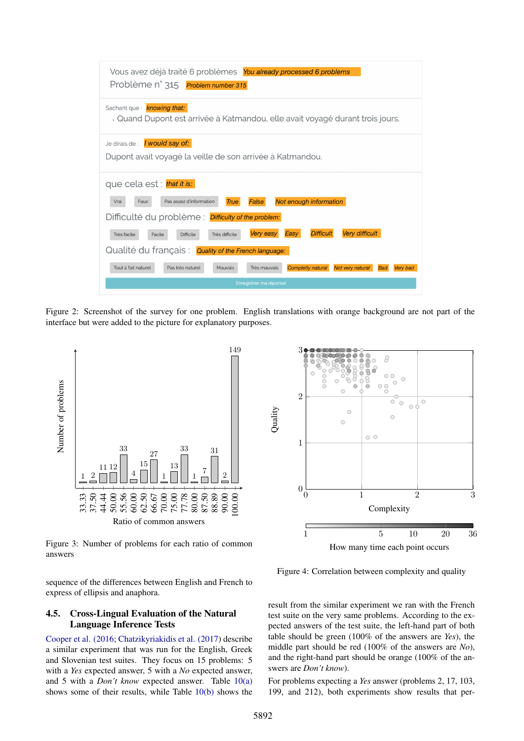Figure 2: Screenshot of the survey for one problem. English translations with orange background are not part of the interface but were added to the picture for explanatory purposes.

Figure 3: Number of problems for each ratio of common answers

Figure 4: Correlation between complexity and quality

sequence of the differences between English and French to express of ellipsis and anaphora.

### 4.5. Cross-Lingual Evaluation of the Natural Language Inference Tests

Cooper et al. (2016; Chatzikyriakidis et al. (2017) describe a similar experiment that was run for the English, Greek and Slovenian test suites. They focus on 15 problems: 5 with a *Yes* expected answer, 5 with a *No* expected answer, and 5 with a *Don't know* expected answer. Table 10(a) shows some of their results, while Table 10(b) shows the result from the similar experiment we ran with the French test suite on the very same problems. According to the expected answers of the test suite, the left-hand part of both table should be green (100% of the answers are *Yes*), the middle part should be red (100% of the answers are *No*), and the right-hand part should be orange (100% of the answers are *Don't know*).

For problems expecting a *Yes* answer (problems 2, 17, 103, 199, and 212), both experiments show results that per-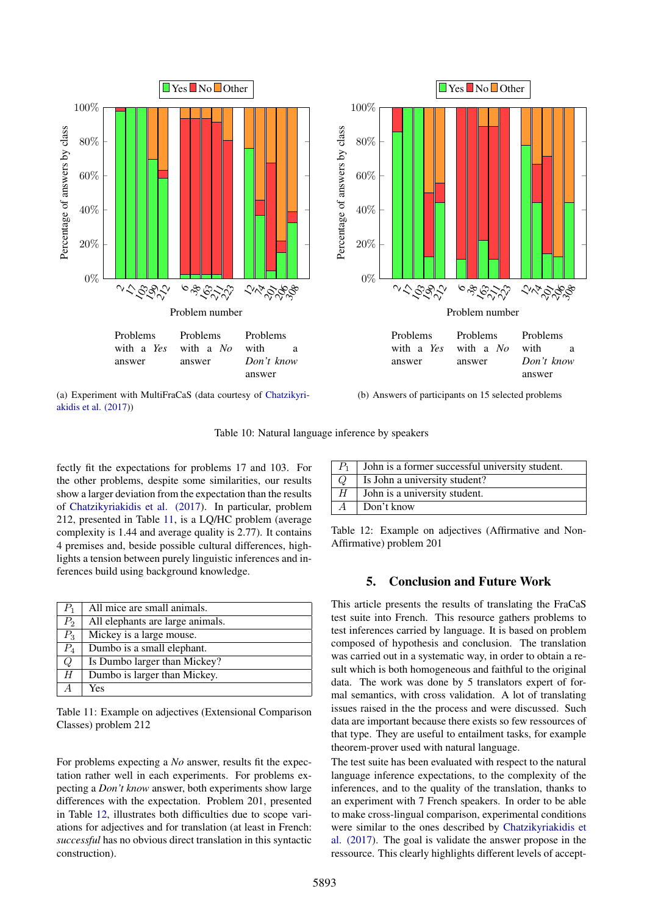(a) Experiment with MultiFraCaS (data courtesy of Chatzikyriakidis et al. (2017))

(b) Answers of participants on 15 selected problems

Table 10: Natural language inference by speakers

fectly fit the expectations for problems 17 and 103. For the other problems, despite some similarities, our results show a larger deviation from the expectation than the results of Chatzikyriakidis et al. (2017). In particular, problem 212, presented in Table 11, is a LQ/HC problem (average complexity is 1.44 and average quality is 2.77). It contains 4 premises and, beside possible cultural differences, highlights a tension between purely linguistic inferences and inferences build using background knowledge.

| | |
|---|---|
| $P_1$ | All mice are small animals. |
| $P_2$ | All elephants are large animals. |
| $P_3$ | Mickey is a large mouse. |
| $P_4$ | Dumbo is a small elephant. |
| $Q$ | Is Dumbo larger than Mickey? |
| $H$ | Dumbo is larger than Mickey. |
| $A$ | Yes |

Table 11: Example on adjectives (Extensional Comparison Classes) problem 212

For problems expecting a *No* answer, results fit the expectation rather well in each experiments. For problems expecting a *Don't know* answer, both experiments show large differences with the expectation. Problem 201, presented in Table 12, illustrates both difficulties due to scope variations for adjectives and for translation (at least in French: *successful* has no obvious direct translation in this syntactic construction).

| | |
|---|---|
| $P_1$ | John is a former successful university student. |
| $Q$ | Is John a university student? |
| $H$ | John is a university student. |
| $A$ | Don't know |

Table 12: Example on adjectives (Affirmative and Non-Affirmative) problem 201

## 5. Conclusion and Future Work

This article presents the results of translating the FraCaS test suite into French. This resource gathers problems to test inferences carried by language. It is based on problem composed of hypothesis and conclusion. The translation was carried out in a systematic way, in order to obtain a result which is both homogeneous and faithful to the original data. The work was done by 5 translators expert of formal semantics, with cross validation. A lot of translating issues raised in the the process and were discussed. Such data are important because there exists so few ressources of that type. They are useful to entailment tasks, for example theorem-prover used with natural language.

The test suite has been evaluated with respect to the natural language inference expectations, to the complexity of the inferences, and to the quality of the translation, thanks to an experiment with 7 French speakers. In order to be able to make cross-lingual comparison, experimental conditions were similar to the ones described by Chatzikyriakidis et al. (2017). The goal is validate the answer propose in the ressource. This clearly highlights different levels of accept-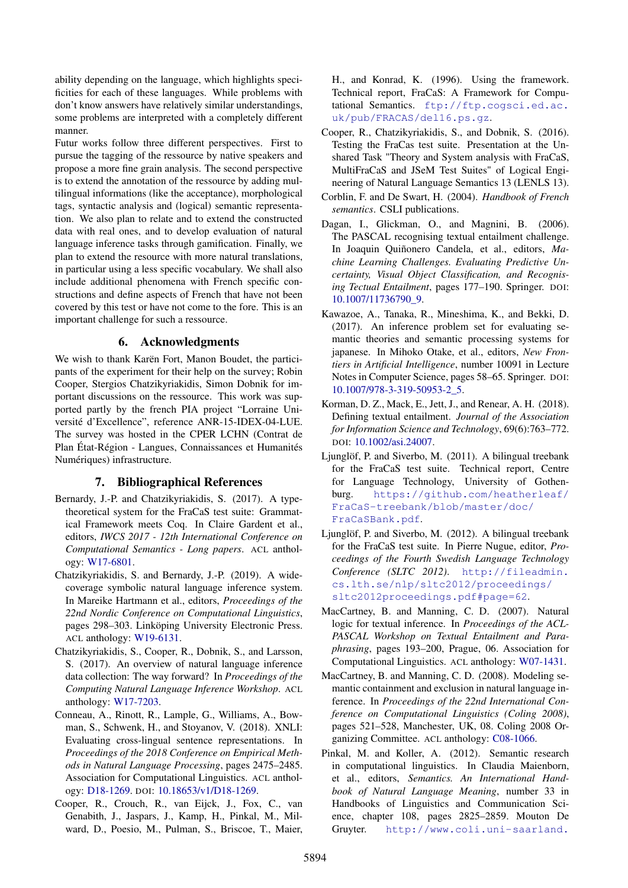ability depending on the language, which highlights specificities for each of these languages. While problems with don't know answers have relatively similar understandings, some problems are interpreted with a completely different manner.

Futur works follow three different perspectives. First to pursue the tagging of the ressource by native speakers and propose a more fine grain analysis. The second perspective is to extend the annotation of the ressource by adding multilingual informations (like the acceptance), morphological tags, syntactic analysis and (logical) semantic representation. We also plan to relate and to extend the constructed data with real ones, and to develop evaluation of natural language inference tasks through gamification. Finally, we plan to extend the resource with more natural translations, in particular using a less specific vocabulary. We shall also include additional phenomena with French specific constructions and define aspects of French that have not been covered by this test or have not come to the fore. This is an important challenge for such a ressource.

## 6. Acknowledgments

We wish to thank Karën Fort, Manon Boudet, the participants of the experiment for their help on the survey; Robin Cooper, Stergios Chatzikyriakidis, Simon Dobnik for important discussions on the ressource. This work was supported partly by the french PIA project "Lorraine Université d'Excellence", reference ANR-15-IDEX-04-LUE. The survey was hosted in the CPER LCHN (Contrat de Plan État-Région - Langues, Connaissances et Humanités Numériques) infrastructure.

## 7. Bibliographical References

Bernardy, J.-P. and Chatzikyriakidis, S. (2017). A type-theoretical system for the FraCaS test suite: Grammatical Framework meets Coq. In Claire Gardent et al., editors, *IWCS 2017 - 12th International Conference on Computational Semantics - Long papers*. ACL anthology: W17-6801.

Chatzikyriakidis, S. and Bernardy, J.-P. (2019). A wide-coverage symbolic natural language inference system. In Mareike Hartmann et al., editors, *Proceedings of the 22nd Nordic Conference on Computational Linguistics*, pages 298–303. Linköping University Electronic Press. ACL anthology: W19-6131.

Chatzikyriakidis, S., Cooper, R., Dobnik, S., and Larsson, S. (2017). An overview of natural language inference data collection: The way forward? In *Proceedings of the Computing Natural Language Inference Workshop*. ACL anthology: W17-7203.

Conneau, A., Rinott, R., Lample, G., Williams, A., Bowman, S., Schwenk, H., and Stoyanov, V. (2018). XNLI: Evaluating cross-lingual sentence representations. In *Proceedings of the 2018 Conference on Empirical Methods in Natural Language Processing*, pages 2475–2485. Association for Computational Linguistics. ACL anthology: D18-1269. DOI: 10.18653/v1/D18-1269.

Cooper, R., Crouch, R., van Eijck, J., Fox, C., van Genabith, J., Jaspars, J., Kamp, H., Pinkal, M., Milward, D., Poesio, M., Pulman, S., Briscoe, T., Maier, H., and Konrad, K. (1996). Using the framework. Technical report, FraCaS: A Framework for Computational Semantics. ftp://ftp.cogsci.ed.ac.uk/pub/FRACAS/del16.ps.gz.

Cooper, R., Chatzikyriakidis, S., and Dobnik, S. (2016). Testing the FraCas test suite. Presentation at the Unshared Task "Theory and System analysis with FraCaS, MultiFraCaS and JSeM Test Suites" of Logical Engineering of Natural Language Semantics 13 (LENLS 13).

Corblin, F. and De Swart, H. (2004). *Handbook of French semantics*. CSLI publications.

Dagan, I., Glickman, O., and Magnini, B. (2006). The PASCAL recognising textual entailment challenge. In Joaquin Quiñonero Candela, et al., editors, *Machine Learning Challenges. Evaluating Predictive Uncertainty, Visual Object Classification, and Recognising Tectual Entailment*, pages 177–190. Springer. DOI: 10.1007/11736790_9.

Kawazoe, A., Tanaka, R., Mineshima, K., and Bekki, D. (2017). An inference problem set for evaluating semantic theories and semantic processing systems for japanese. In Mihoko Otake, et al., editors, *New Frontiers in Artificial Intelligence*, number 10091 in Lecture Notes in Computer Science, pages 58–65. Springer. DOI: 10.1007/978-3-319-50953-2_5.

Korman, D. Z., Mack, E., Jett, J., and Renear, A. H. (2018). Defining textual entailment. *Journal of the Association for Information Science and Technology*, 69(6):763–772. DOI: 10.1002/asi.24007.

Ljunglöf, P. and Siverbo, M. (2011). A bilingual treebank for the FraCaS test suite. Technical report, Centre for Language Technology, University of Gothenburg. https://github.com/heatherleaf/FraCaS-treebank/blob/master/doc/FraCaSBank.pdf.

Ljunglöf, P. and Siverbo, M. (2012). A bilingual treebank for the FraCaS test suite. In Pierre Nugue, editor, *Proceedings of the Fourth Swedish Language Technology Conference (SLTC 2012)*. http://fileadmin.cs.lth.se/nlp/sltc2012/proceedings/sltc2012proceedings.pdf#page=62.

MacCartney, B. and Manning, C. D. (2007). Natural logic for textual inference. In *Proceedings of the ACL-PASCAL Workshop on Textual Entailment and Paraphrasing*, pages 193–200, Prague, 06. Association for Computational Linguistics. ACL anthology: W07-1431.

MacCartney, B. and Manning, C. D. (2008). Modeling semantic containment and exclusion in natural language inference. In *Proceedings of the 22nd International Conference on Computational Linguistics (Coling 2008)*, pages 521–528, Manchester, UK, 08. Coling 2008 Organizing Committee. ACL anthology: C08-1066.

Pinkal, M. and Koller, A. (2012). Semantic research in computational linguistics. In Claudia Maienborn, et al., editors, *Semantics. An International Handbook of Natural Language Meaning*, number 33 in Handbooks of Linguistics and Communication Science, chapter 108, pages 2825–2859. Mouton De Gruyter. http://www.coli.uni-saarland.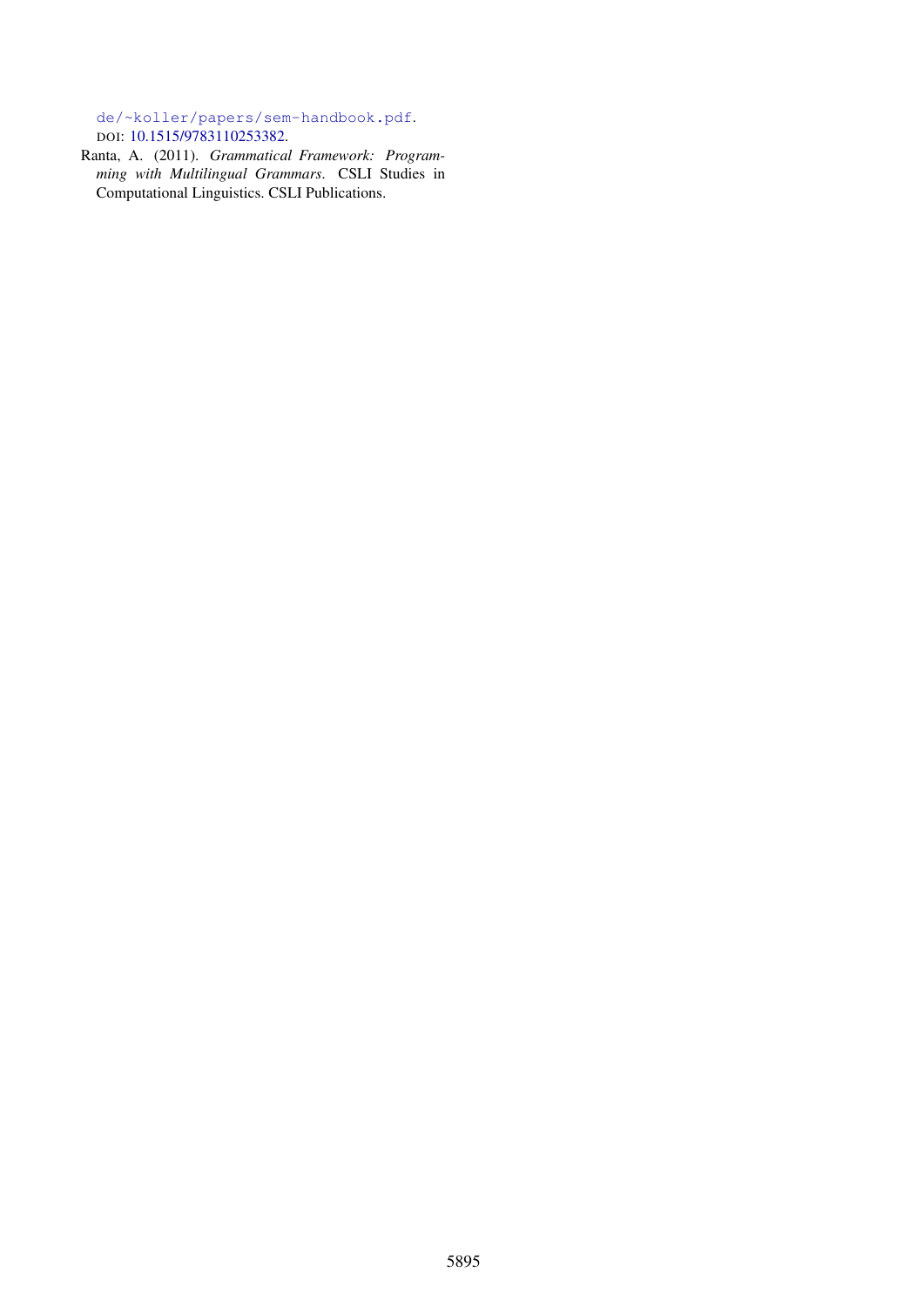de/~koller/papers/sem-handbook.pdf.
DOI: 10.1515/9783110253382.

Ranta, A. (2011). *Grammatical Framework: Programming with Multilingual Grammars*. CSLI Studies in Computational Linguistics. CSLI Publications.